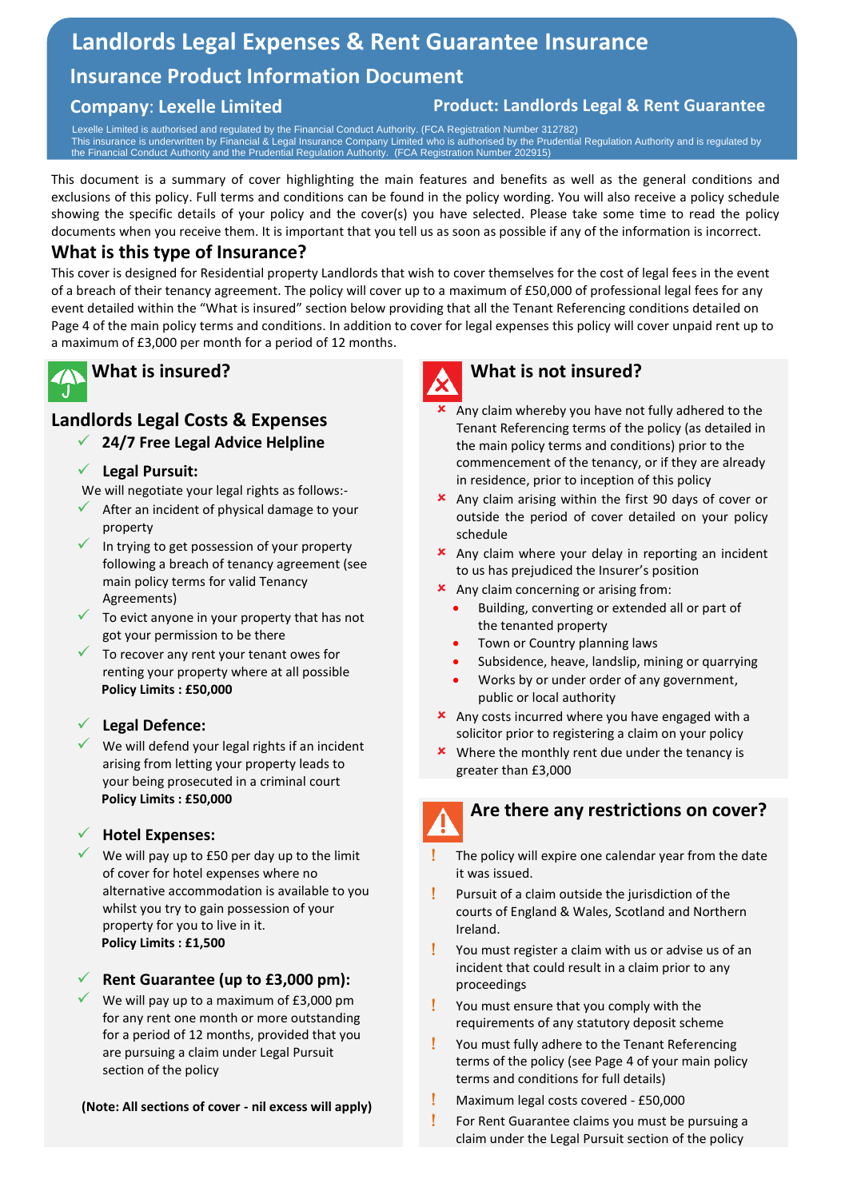# Landlords Legal Expenses & Rent Guarantee Insurance

## Insurance Product Information Document

**Company: Lexelle Limited** | **Product: Landlords Legal & Rent Guarantee**

Lexelle Limited is authorised and regulated by the Financial Conduct Authority. (FCA Registration Number 312782)
This insurance is underwritten by Financial & Legal Insurance Company Limited who is authorised by the Prudential Regulation Authority and is regulated by the Financial Conduct Authority and the Prudential Regulation Authority. (FCA Registration Number 202915)

This document is a summary of cover highlighting the main features and benefits as well as the general conditions and exclusions of this policy. Full terms and conditions can be found in the policy wording. You will also receive a policy schedule showing the specific details of your policy and the cover(s) you have selected. Please take some time to read the policy documents when you receive them. It is important that you tell us as soon as possible if any of the information is incorrect.

## What is this type of Insurance?

This cover is designed for Residential property Landlords that wish to cover themselves for the cost of legal fees in the event of a breach of their tenancy agreement. The policy will cover up to a maximum of £50,000 of professional legal fees for any event detailed within the "What is insured" section below providing that all the Tenant Referencing conditions detailed on Page 4 of the main policy terms and conditions. In addition to cover for legal expenses this policy will cover unpaid rent up to a maximum of £3,000 per month for a period of 12 months.

## What is insured?

### Landlords Legal Costs & Expenses

- ✓ **24/7 Free Legal Advice Helpline**
- ✓ **Legal Pursuit:**

We will negotiate your legal rights as follows:-

- ✓ After an incident of physical damage to your property
- ✓ In trying to get possession of your property following a breach of tenancy agreement (see main policy terms for valid Tenancy Agreements)
- ✓ To evict anyone in your property that has not got your permission to be there
- ✓ To recover any rent your tenant owes for renting your property where at all possible

**Policy Limits : £50,000**

- ✓ **Legal Defence:**
- ✓ We will defend your legal rights if an incident arising from letting your property leads to your being prosecuted in a criminal court

**Policy Limits : £50,000**

- ✓ **Hotel Expenses:**
- ✓ We will pay up to £50 per day up to the limit of cover for hotel expenses where no alternative accommodation is available to you whilst you try to gain possession of your property for you to live in it.

**Policy Limits : £1,500**

- ✓ **Rent Guarantee (up to £3,000 pm):**
- ✓ We will pay up to a maximum of £3,000 pm for any rent one month or more outstanding for a period of 12 months, provided that you are pursuing a claim under Legal Pursuit section of the policy

**(Note: All sections of cover - nil excess will apply)**

## What is not insured?

- ✗ Any claim whereby you have not fully adhered to the Tenant Referencing terms of the policy (as detailed in the main policy terms and conditions) prior to the commencement of the tenancy, or if they are already in residence, prior to inception of this policy
- ✗ Any claim arising within the first 90 days of cover or outside the period of cover detailed on your policy schedule
- ✗ Any claim where your delay in reporting an incident to us has prejudiced the Insurer's position
- ✗ Any claim concerning or arising from:
  - Building, converting or extended all or part of the tenanted property
  - Town or Country planning laws
  - Subsidence, heave, landslip, mining or quarrying
  - Works by or under order of any government, public or local authority
- ✗ Any costs incurred where you have engaged with a solicitor prior to registering a claim on your policy
- ✗ Where the monthly rent due under the tenancy is greater than £3,000

## Are there any restrictions on cover?

- ! The policy will expire one calendar year from the date it was issued.
- ! Pursuit of a claim outside the jurisdiction of the courts of England & Wales, Scotland and Northern Ireland.
- ! You must register a claim with us or advise us of an incident that could result in a claim prior to any proceedings
- ! You must ensure that you comply with the requirements of any statutory deposit scheme
- ! You must fully adhere to the Tenant Referencing terms of the policy (see Page 4 of your main policy terms and conditions for full details)
- ! Maximum legal costs covered - £50,000
- ! For Rent Guarantee claims you must be pursuing a claim under the Legal Pursuit section of the policy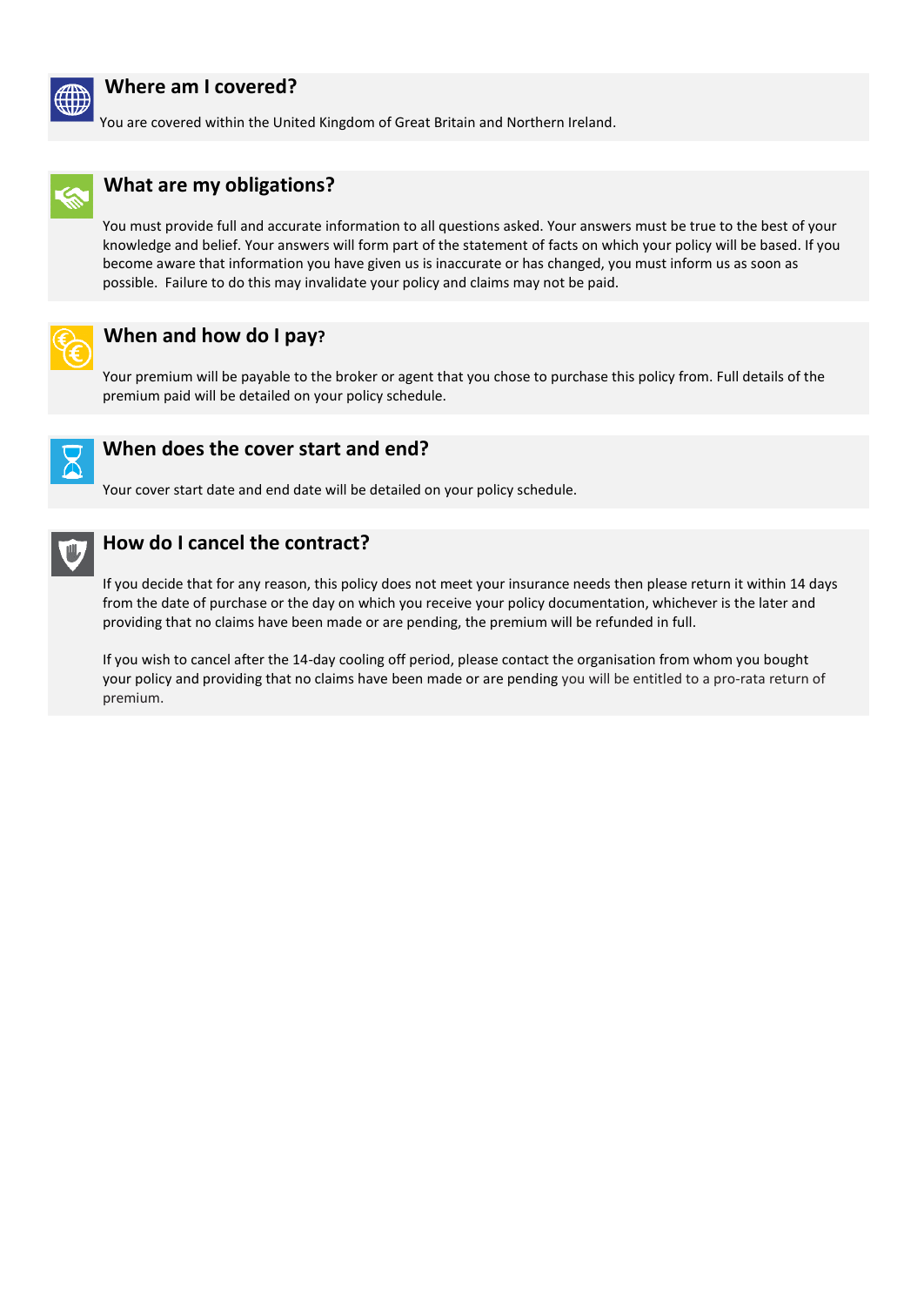## Where am I covered?

You are covered within the United Kingdom of Great Britain and Northern Ireland.

## What are my obligations?

You must provide full and accurate information to all questions asked. Your answers must be true to the best of your knowledge and belief. Your answers will form part of the statement of facts on which your policy will be based. If you become aware that information you have given us is inaccurate or has changed, you must inform us as soon as possible. Failure to do this may invalidate your policy and claims may not be paid.

## When and how do I pay?

Your premium will be payable to the broker or agent that you chose to purchase this policy from. Full details of the premium paid will be detailed on your policy schedule.

## When does the cover start and end?

Your cover start date and end date will be detailed on your policy schedule.

## How do I cancel the contract?

If you decide that for any reason, this policy does not meet your insurance needs then please return it within 14 days from the date of purchase or the day on which you receive your policy documentation, whichever is the later and providing that no claims have been made or are pending, the premium will be refunded in full.

If you wish to cancel after the 14-day cooling off period, please contact the organisation from whom you bought your policy and providing that no claims have been made or are pending you will be entitled to a pro-rata return of premium.